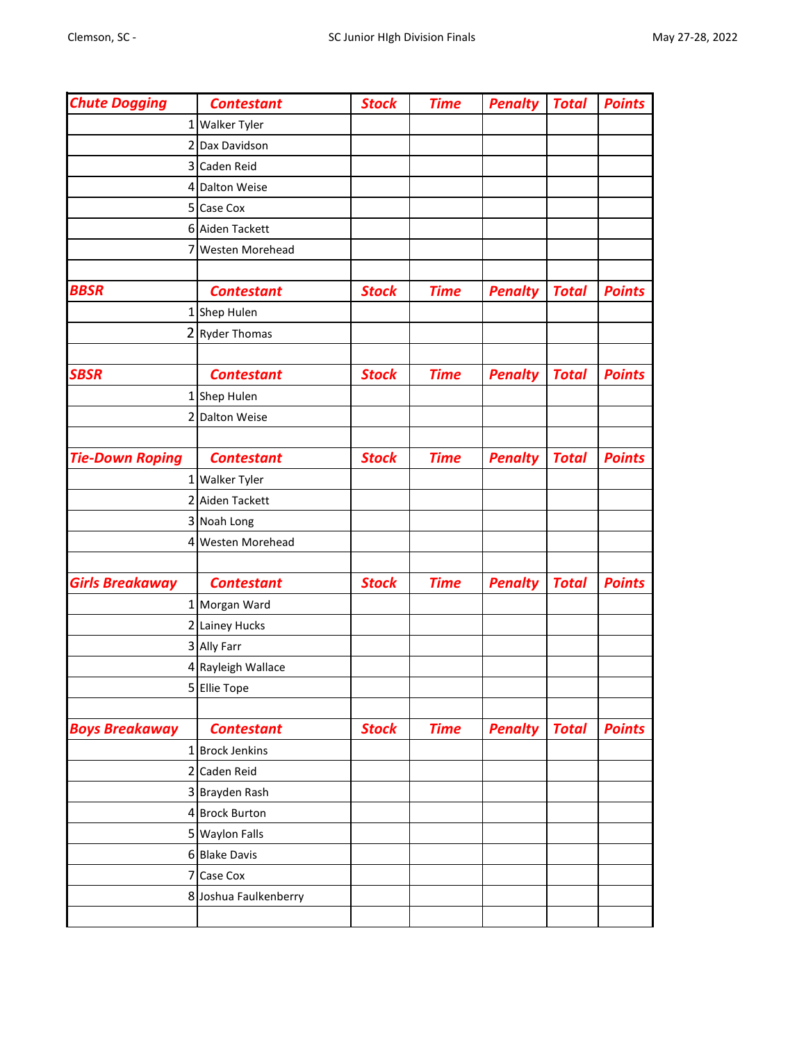Clemson, SC - SC Junior HIgh Division Finals May 27-28, 2022

| Chute Dogging | Contestant | Stock | Time | Penalty | Total | Points |
|---|---|---|---|---|---|---|
| 1 | Walker Tyler | | | | | |
| 2 | Dax Davidson | | | | | |
| 3 | Caden Reid | | | | | |
| 4 | Dalton Weise | | | | | |
| 5 | Case Cox | | | | | |
| 6 | Aiden Tackett | | | | | |
| 7 | Westen Morehead | | | | | |
| | | | | | | |
| **BBSR** | **Contestant** | **Stock** | **Time** | **Penalty** | **Total** | **Points** |
| 1 | Shep Hulen | | | | | |
| 2 | Ryder Thomas | | | | | |
| | | | | | | |
| **SBSR** | **Contestant** | **Stock** | **Time** | **Penalty** | **Total** | **Points** |
| 1 | Shep Hulen | | | | | |
| 2 | Dalton Weise | | | | | |
| | | | | | | |
| **Tie-Down Roping** | **Contestant** | **Stock** | **Time** | **Penalty** | **Total** | **Points** |
| 1 | Walker Tyler | | | | | |
| 2 | Aiden Tackett | | | | | |
| 3 | Noah Long | | | | | |
| 4 | Westen Morehead | | | | | |
| | | | | | | |
| **Girls Breakaway** | **Contestant** | **Stock** | **Time** | **Penalty** | **Total** | **Points** |
| 1 | Morgan Ward | | | | | |
| 2 | Lainey Hucks | | | | | |
| 3 | Ally Farr | | | | | |
| 4 | Rayleigh Wallace | | | | | |
| 5 | Ellie Tope | | | | | |
| | | | | | | |
| **Boys Breakaway** | **Contestant** | **Stock** | **Time** | **Penalty** | **Total** | **Points** |
| 1 | Brock Jenkins | | | | | |
| 2 | Caden Reid | | | | | |
| 3 | Brayden Rash | | | | | |
| 4 | Brock Burton | | | | | |
| 5 | Waylon Falls | | | | | |
| 6 | Blake Davis | | | | | |
| 7 | Case Cox | | | | | |
| 8 | Joshua Faulkenberry | | | | | |
| | | | | | | |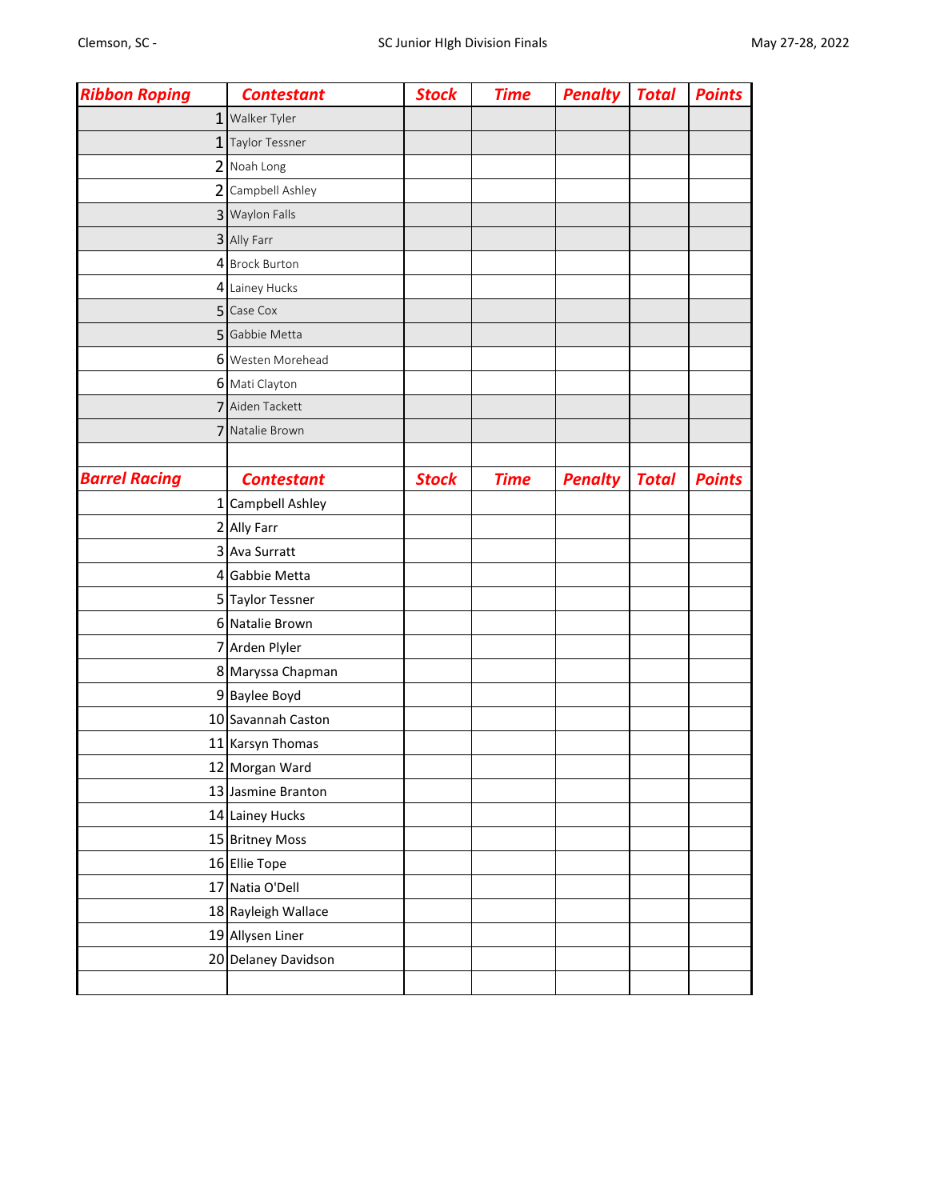Clemson, SC - SC Junior HIgh Division Finals May 27-28, 2022

| Ribbon Roping | Contestant | Stock | Time | Penalty | Total | Points |
|---|---|---|---|---|---|---|
| 1 | Walker Tyler | | | | | |
| 1 | Taylor Tessner | | | | | |
| 2 | Noah Long | | | | | |
| 2 | Campbell Ashley | | | | | |
| 3 | Waylon Falls | | | | | |
| 3 | Ally Farr | | | | | |
| 4 | Brock Burton | | | | | |
| 4 | Lainey Hucks | | | | | |
| 5 | Case Cox | | | | | |
| 5 | Gabbie Metta | | | | | |
| 6 | Westen Morehead | | | | | |
| 6 | Mati Clayton | | | | | |
| 7 | Aiden Tackett | | | | | |
| 7 | Natalie Brown | | | | | |

| Barrel Racing | Contestant | Stock | Time | Penalty | Total | Points |
|---|---|---|---|---|---|---|
| 1 | Campbell Ashley | | | | | |
| 2 | Ally Farr | | | | | |
| 3 | Ava Surratt | | | | | |
| 4 | Gabbie Metta | | | | | |
| 5 | Taylor Tessner | | | | | |
| 6 | Natalie Brown | | | | | |
| 7 | Arden Plyler | | | | | |
| 8 | Maryssa Chapman | | | | | |
| 9 | Baylee Boyd | | | | | |
| 10 | Savannah Caston | | | | | |
| 11 | Karsyn Thomas | | | | | |
| 12 | Morgan Ward | | | | | |
| 13 | Jasmine Branton | | | | | |
| 14 | Lainey Hucks | | | | | |
| 15 | Britney Moss | | | | | |
| 16 | Ellie Tope | | | | | |
| 17 | Natia O'Dell | | | | | |
| 18 | Rayleigh Wallace | | | | | |
| 19 | Allysen Liner | | | | | |
| 20 | Delaney Davidson | | | | | |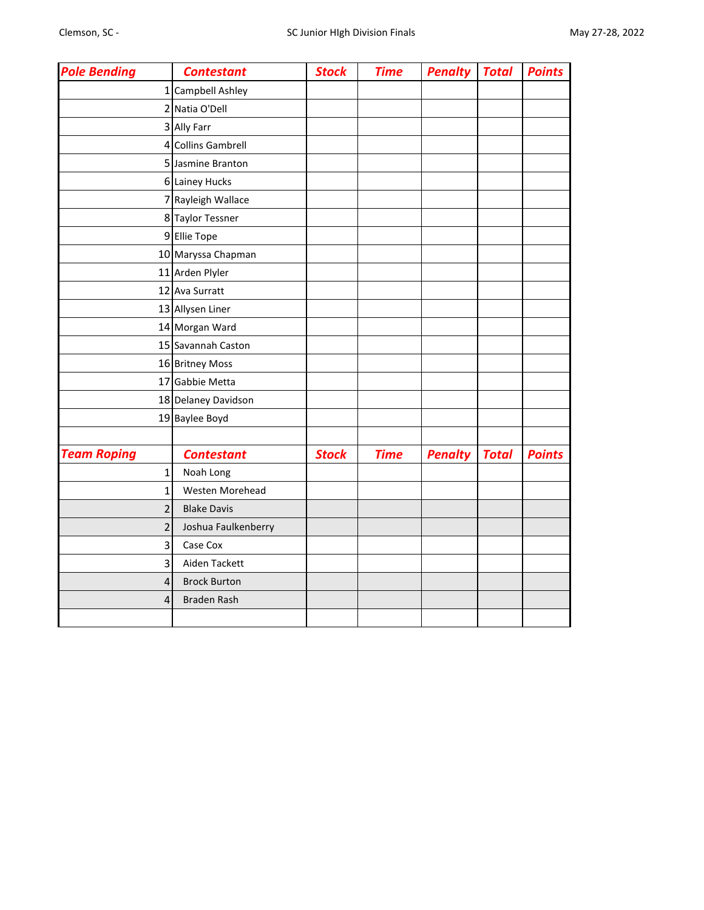Clemson, SC - SC Junior HIgh Division Finals May 27-28, 2022

| Pole Bending | Contestant | Stock | Time | Penalty | Total | Points |
|---|---|---|---|---|---|---|
| 1 | Campbell Ashley | | | | | |
| 2 | Natia O'Dell | | | | | |
| 3 | Ally Farr | | | | | |
| 4 | Collins Gambrell | | | | | |
| 5 | Jasmine Branton | | | | | |
| 6 | Lainey Hucks | | | | | |
| 7 | Rayleigh Wallace | | | | | |
| 8 | Taylor Tessner | | | | | |
| 9 | Ellie Tope | | | | | |
| 10 | Maryssa Chapman | | | | | |
| 11 | Arden Plyler | | | | | |
| 12 | Ava Surratt | | | | | |
| 13 | Allysen Liner | | | | | |
| 14 | Morgan Ward | | | | | |
| 15 | Savannah Caston | | | | | |
| 16 | Britney Moss | | | | | |
| 17 | Gabbie Metta | | | | | |
| 18 | Delaney Davidson | | | | | |
| 19 | Baylee Boyd | | | | | |

| Team Roping | Contestant | Stock | Time | Penalty | Total | Points |
|---|---|---|---|---|---|---|
| 1 | Noah Long | | | | | |
| 1 | Westen Morehead | | | | | |
| 2 | Blake Davis | | | | | |
| 2 | Joshua Faulkenberry | | | | | |
| 3 | Case Cox | | | | | |
| 3 | Aiden Tackett | | | | | |
| 4 | Brock Burton | | | | | |
| 4 | Braden Rash | | | | | |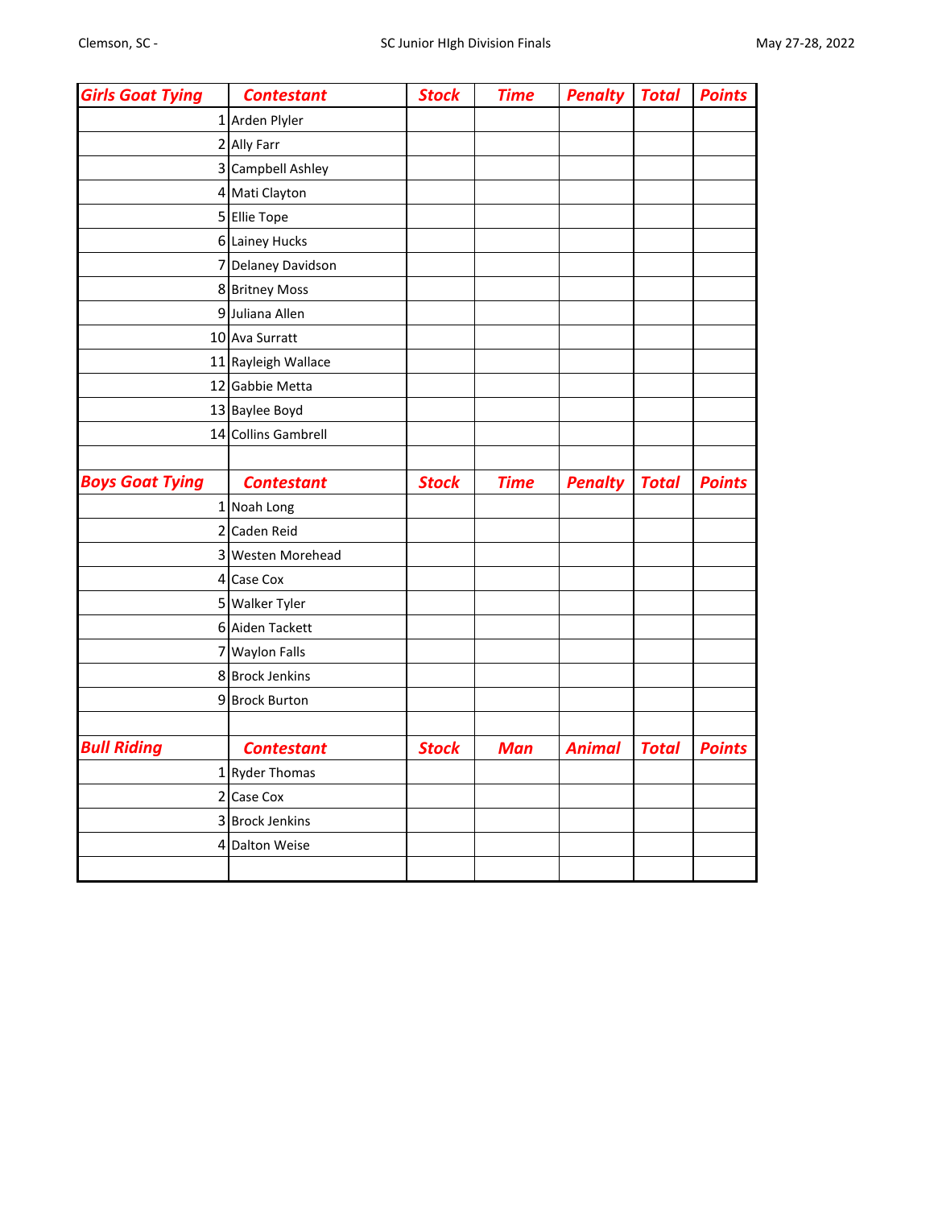Clemson, SC - SC Junior HIgh Division Finals May 27-28, 2022

| Girls Goat Tying | Contestant | Stock | Time | Penalty | Total | Points |
|---|---|---|---|---|---|---|
| 1 | Arden Plyler | | | | | |
| 2 | Ally Farr | | | | | |
| 3 | Campbell Ashley | | | | | |
| 4 | Mati Clayton | | | | | |
| 5 | Ellie Tope | | | | | |
| 6 | Lainey Hucks | | | | | |
| 7 | Delaney Davidson | | | | | |
| 8 | Britney Moss | | | | | |
| 9 | Juliana Allen | | | | | |
| 10 | Ava Surratt | | | | | |
| 11 | Rayleigh Wallace | | | | | |
| 12 | Gabbie Metta | | | | | |
| 13 | Baylee Boyd | | | | | |
| 14 | Collins Gambrell | | | | | |

| Boys Goat Tying | Contestant | Stock | Time | Penalty | Total | Points |
|---|---|---|---|---|---|---|
| 1 | Noah Long | | | | | |
| 2 | Caden Reid | | | | | |
| 3 | Westen Morehead | | | | | |
| 4 | Case Cox | | | | | |
| 5 | Walker Tyler | | | | | |
| 6 | Aiden Tackett | | | | | |
| 7 | Waylon Falls | | | | | |
| 8 | Brock Jenkins | | | | | |
| 9 | Brock Burton | | | | | |

| Bull Riding | Contestant | Stock | Man | Animal | Total | Points |
|---|---|---|---|---|---|---|
| 1 | Ryder Thomas | | | | | |
| 2 | Case Cox | | | | | |
| 3 | Brock Jenkins | | | | | |
| 4 | Dalton Weise | | | | | |